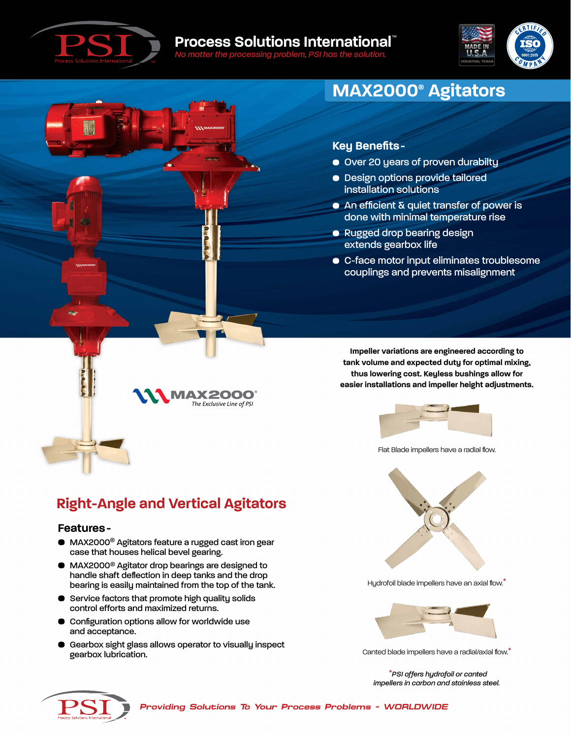# Process Solutions International™

*No matter the processing problem, PSI has the solution.*

# MAX2000® Agitators

### Key Benefits -

- Over 20 years of proven durabilty
- Design options provide tailored installation solutions
- An efficient & quiet transfer of power is done with minimal temperature rise
- Rugged drop bearing design extends gearbox life
- C-face motor input eliminates troublesome couplings and prevents misalignment

**Impeller variations are engineered according to tank volume and expected duty for optimal mixing, thus lowering cost. Keyless bushings allow for easier installations and impeller height adjustments.**

Flat Blade impellers have a radial flow.

Hydrofoil blade impellers have an axial flow.*

Canted blade impellers have a radial/axial flow.*

**MAX2000®** *The Exclusive Line of PSI*

## Right-Angle and Vertical Agitators

### Features -

- MAX2000® Agitators feature a rugged cast iron gear case that houses helical bevel gearing.
- MAX2000® Agitator drop bearings are designed to handle shaft deflection in deep tanks and the drop bearing is easily maintained from the top of the tank.
- Service factors that promote high quality solids control efforts and maximized returns.
- Configuration options allow for worldwide use and acceptance.
- Gearbox sight glass allows operator to visually inspect gearbox lubrication.

**PSI offers hydrofoil or canted impellers in carbon and stainless steel.*

*Providing Solutions To Your Process Problems - WORLDWIDE*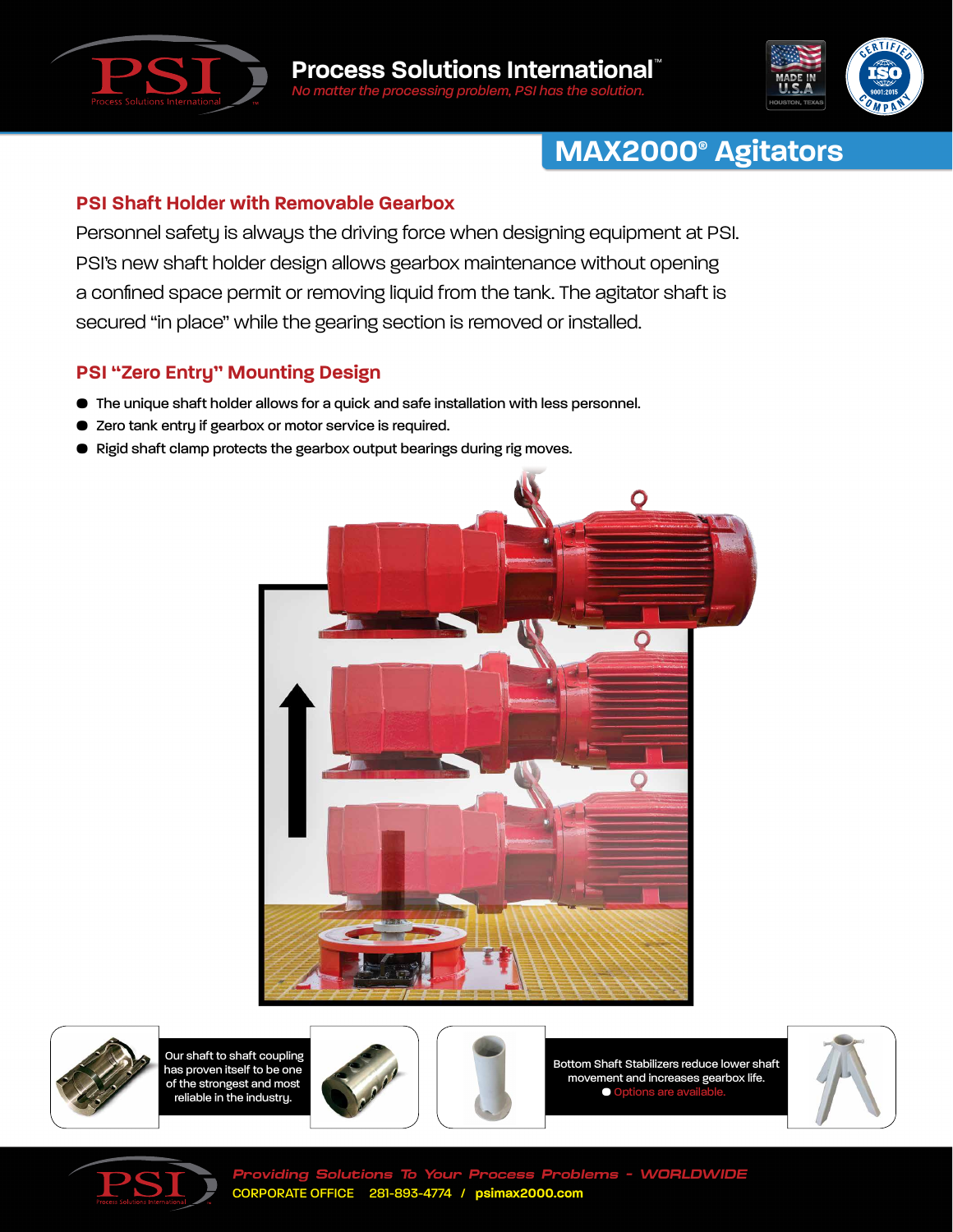Process Solutions International™

*No matter the processing problem, PSI has the solution.*

# MAX2000® Agitators

## PSI Shaft Holder with Removable Gearbox

Personnel safety is always the driving force when designing equipment at PSI. PSI's new shaft holder design allows gearbox maintenance without opening a confined space permit or removing liquid from the tank. The agitator shaft is secured "in place" while the gearing section is removed or installed.

## PSI "Zero Entry" Mounting Design

- The unique shaft holder allows for a quick and safe installation with less personnel.
- Zero tank entry if gearbox or motor service is required.
- Rigid shaft clamp protects the gearbox output bearings during rig moves.

Our shaft to shaft coupling has proven itself to be one of the strongest and most reliable in the industry.

Bottom Shaft Stabilizers reduce lower shaft movement and increases gearbox life.
- Options are available.

*Providing Solutions To Your Process Problems - WORLDWIDE*

CORPORATE OFFICE 281-893-4774 / psimax2000.com